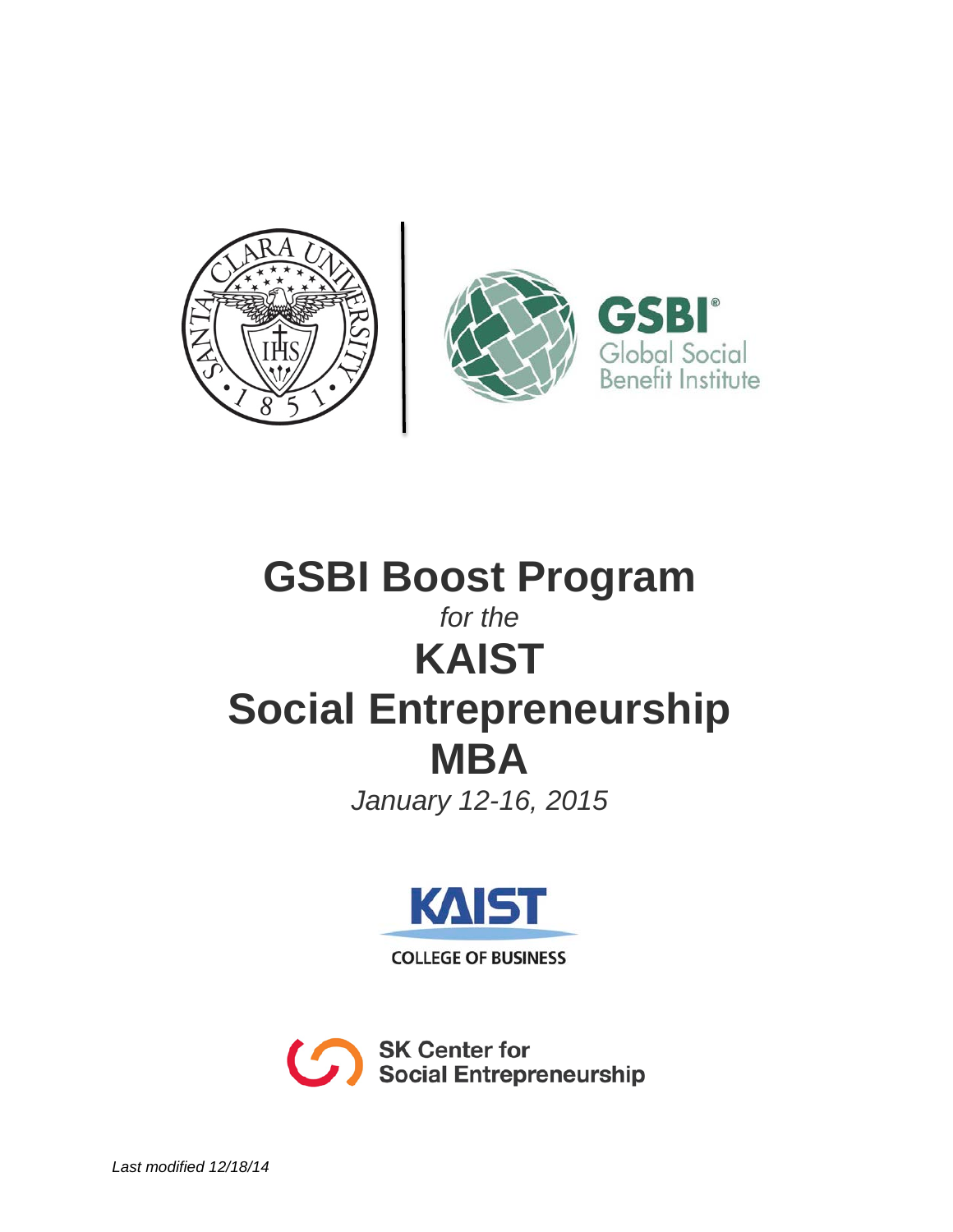# GSBI Boost Program

*for the*

# KAIST Social Entrepreneurship MBA

*January 12-16, 2015*

*Last modified 12/18/14*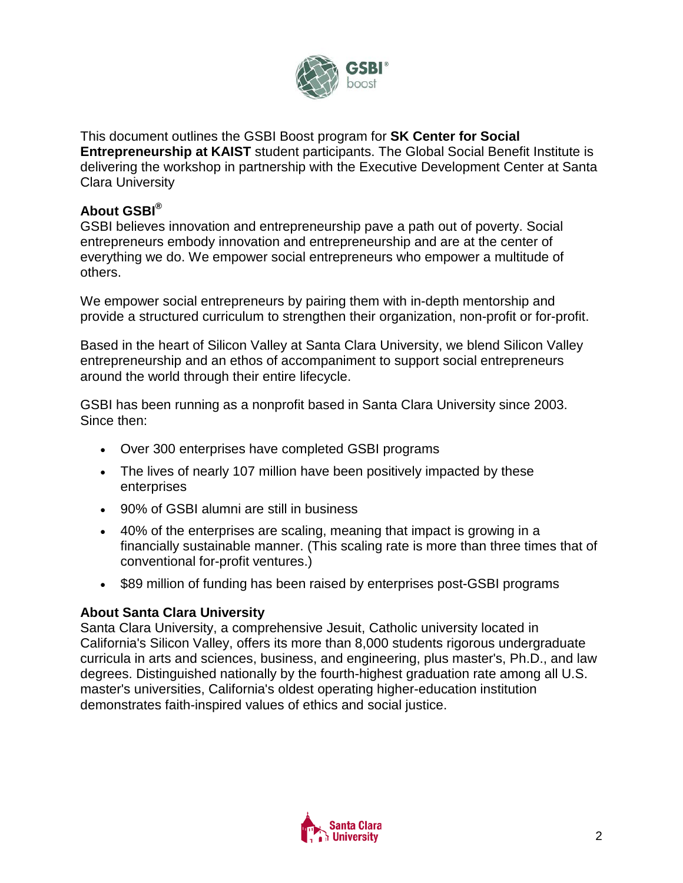This document outlines the GSBI Boost program for **SK Center for Social Entrepreneurship at KAIST** student participants. The Global Social Benefit Institute is delivering the workshop in partnership with the Executive Development Center at Santa Clara University

### About GSBI®

GSBI believes innovation and entrepreneurship pave a path out of poverty. Social entrepreneurs embody innovation and entrepreneurship and are at the center of everything we do. We empower social entrepreneurs who empower a multitude of others.

We empower social entrepreneurs by pairing them with in-depth mentorship and provide a structured curriculum to strengthen their organization, non-profit or for-profit.

Based in the heart of Silicon Valley at Santa Clara University, we blend Silicon Valley entrepreneurship and an ethos of accompaniment to support social entrepreneurs around the world through their entire lifecycle.

GSBI has been running as a nonprofit based in Santa Clara University since 2003. Since then:

- Over 300 enterprises have completed GSBI programs
- The lives of nearly 107 million have been positively impacted by these enterprises
- 90% of GSBI alumni are still in business
- 40% of the enterprises are scaling, meaning that impact is growing in a financially sustainable manner. (This scaling rate is more than three times that of conventional for-profit ventures.)
- $89 million of funding has been raised by enterprises post-GSBI programs

### About Santa Clara University

Santa Clara University, a comprehensive Jesuit, Catholic university located in California's Silicon Valley, offers its more than 8,000 students rigorous undergraduate curricula in arts and sciences, business, and engineering, plus master's, Ph.D., and law degrees. Distinguished nationally by the fourth-highest graduation rate among all U.S. master's universities, California's oldest operating higher-education institution demonstrates faith-inspired values of ethics and social justice.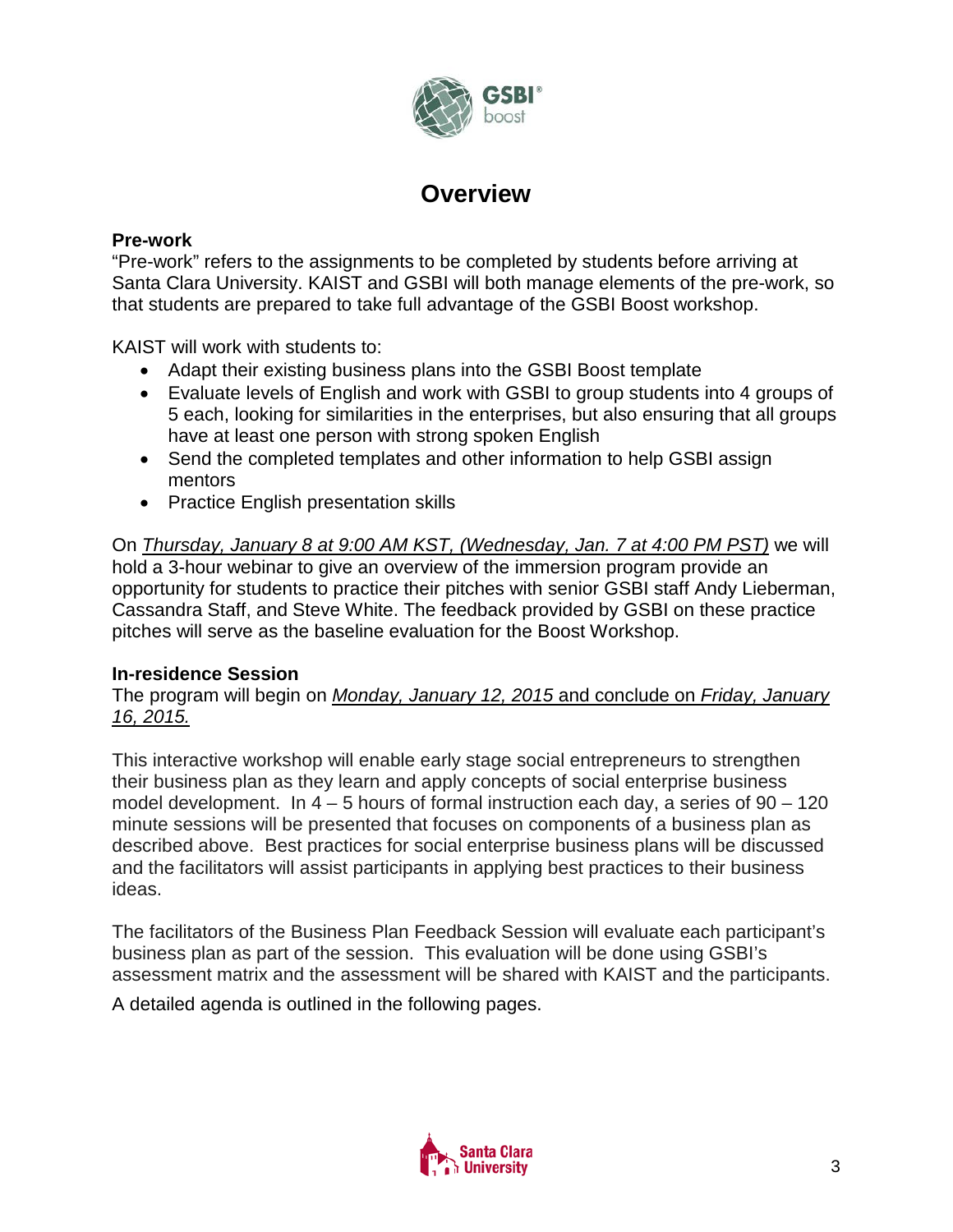# Overview

**Pre-work**

"Pre-work" refers to the assignments to be completed by students before arriving at Santa Clara University. KAIST and GSBI will both manage elements of the pre-work, so that students are prepared to take full advantage of the GSBI Boost workshop.

KAIST will work with students to:

- Adapt their existing business plans into the GSBI Boost template
- Evaluate levels of English and work with GSBI to group students into 4 groups of 5 each, looking for similarities in the enterprises, but also ensuring that all groups have at least one person with strong spoken English
- Send the completed templates and other information to help GSBI assign mentors
- Practice English presentation skills

On *Thursday, January 8 at 9:00 AM KST, (Wednesday, Jan. 7 at 4:00 PM PST)* we will hold a 3-hour webinar to give an overview of the immersion program provide an opportunity for students to practice their pitches with senior GSBI staff Andy Lieberman, Cassandra Staff, and Steve White. The feedback provided by GSBI on these practice pitches will serve as the baseline evaluation for the Boost Workshop.

**In-residence Session**

The program will begin on *Monday, January 12, 2015* and conclude on *Friday, January 16, 2015.*

This interactive workshop will enable early stage social entrepreneurs to strengthen their business plan as they learn and apply concepts of social enterprise business model development. In 4 – 5 hours of formal instruction each day, a series of 90 – 120 minute sessions will be presented that focuses on components of a business plan as described above. Best practices for social enterprise business plans will be discussed and the facilitators will assist participants in applying best practices to their business ideas.

The facilitators of the Business Plan Feedback Session will evaluate each participant's business plan as part of the session. This evaluation will be done using GSBI's assessment matrix and the assessment will be shared with KAIST and the participants.

A detailed agenda is outlined in the following pages.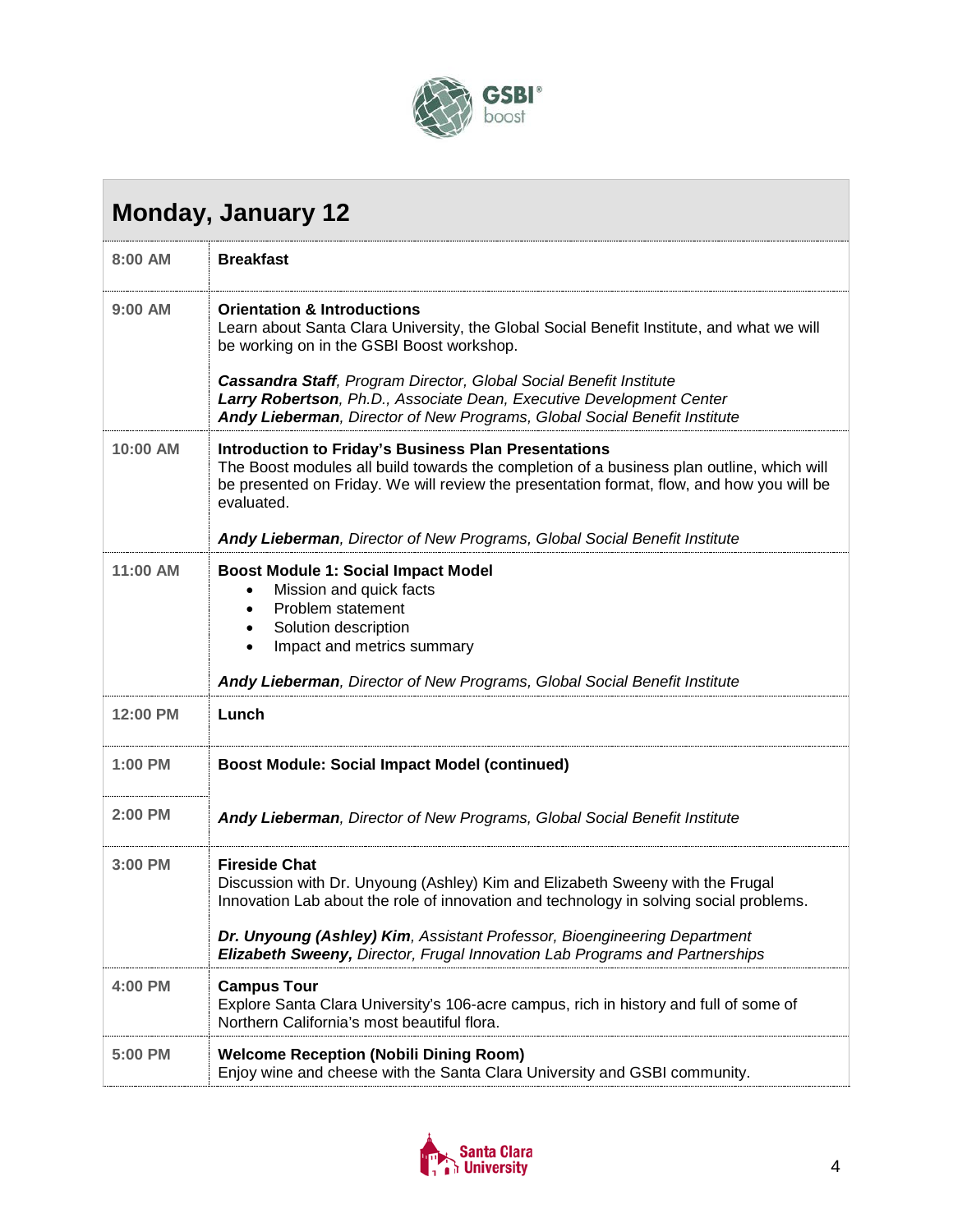## Monday, January 12

| Time | Session |
|---|---|
| 8:00 AM | **Breakfast** |
| 9:00 AM | **Orientation & Introductions**<br>Learn about Santa Clara University, the Global Social Benefit Institute, and what we will be working on in the GSBI Boost workshop.<br><br>***Cassandra Staff**, Program Director, Global Social Benefit Institute*<br>***Larry Robertson**, Ph.D., Associate Dean, Executive Development Center*<br>***Andy Lieberman**, Director of New Programs, Global Social Benefit Institute* |
| 10:00 AM | **Introduction to Friday's Business Plan Presentations**<br>The Boost modules all build towards the completion of a business plan outline, which will be presented on Friday. We will review the presentation format, flow, and how you will be evaluated.<br><br>***Andy Lieberman**, Director of New Programs, Global Social Benefit Institute* |
| 11:00 AM | **Boost Module 1: Social Impact Model**<br>• Mission and quick facts<br>• Problem statement<br>• Solution description<br>• Impact and metrics summary<br><br>***Andy Lieberman**, Director of New Programs, Global Social Benefit Institute* |
| 12:00 PM | **Lunch** |
| 1:00 PM | **Boost Module: Social Impact Model (continued)** |
| 2:00 PM | ***Andy Lieberman**, Director of New Programs, Global Social Benefit Institute* |
| 3:00 PM | **Fireside Chat**<br>Discussion with Dr. Unyoung (Ashley) Kim and Elizabeth Sweeny with the Frugal Innovation Lab about the role of innovation and technology in solving social problems.<br><br>***Dr. Unyoung (Ashley) Kim**, Assistant Professor, Bioengineering Department*<br>***Elizabeth Sweeny,** Director, Frugal Innovation Lab Programs and Partnerships* |
| 4:00 PM | **Campus Tour**<br>Explore Santa Clara University's 106-acre campus, rich in history and full of some of Northern California's most beautiful flora. |
| 5:00 PM | **Welcome Reception (Nobili Dining Room)**<br>Enjoy wine and cheese with the Santa Clara University and GSBI community. |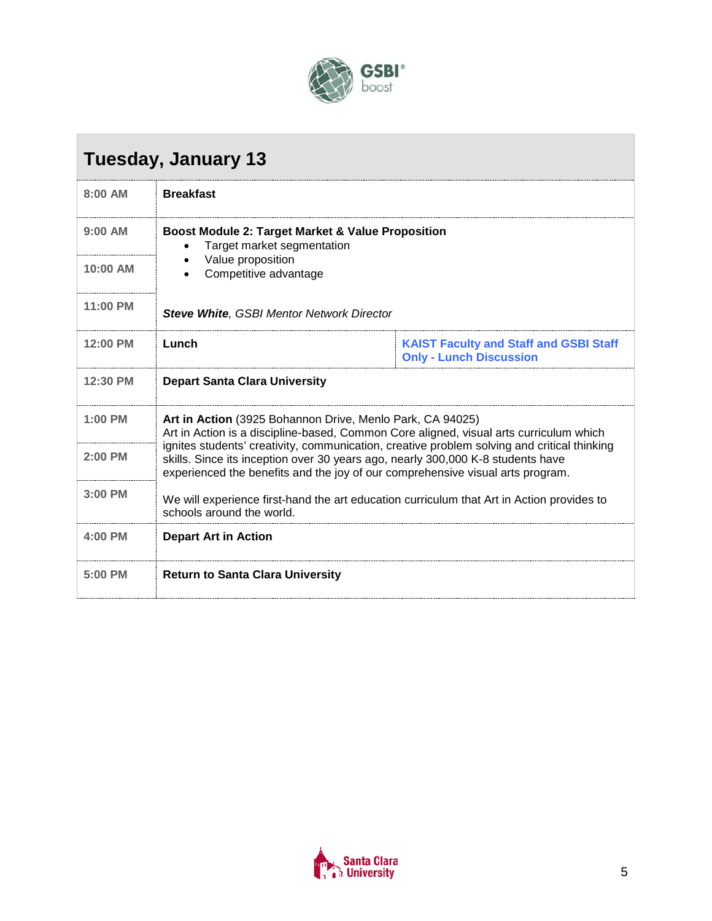## Tuesday, January 13

| | | |
|---|---|---|
| 8:00 AM | **Breakfast** | |
| 9:00 AM | **Boost Module 2: Target Market & Value Proposition**<br>• Target market segmentation<br>• Value proposition<br>• Competitive advantage<br><br>***Steve White****, GSBI Mentor Network Director* | |
| 10:00 AM | | |
| 11:00 PM | | |
| 12:00 PM | **Lunch** | **KAIST Faculty and Staff and GSBI Staff Only - Lunch Discussion** |
| 12:30 PM | **Depart Santa Clara University** | |
| 1:00 PM | **Art in Action** (3925 Bohannon Drive, Menlo Park, CA 94025)<br>Art in Action is a discipline-based, Common Core aligned, visual arts curriculum which ignites students' creativity, communication, creative problem solving and critical thinking skills. Since its inception over 30 years ago, nearly 300,000 K-8 students have experienced the benefits and the joy of our comprehensive visual arts program.<br><br>We will experience first-hand the art education curriculum that Art in Action provides to schools around the world. | |
| 2:00 PM | | |
| 3:00 PM | | |
| 4:00 PM | **Depart Art in Action** | |
| 5:00 PM | **Return to Santa Clara University** | |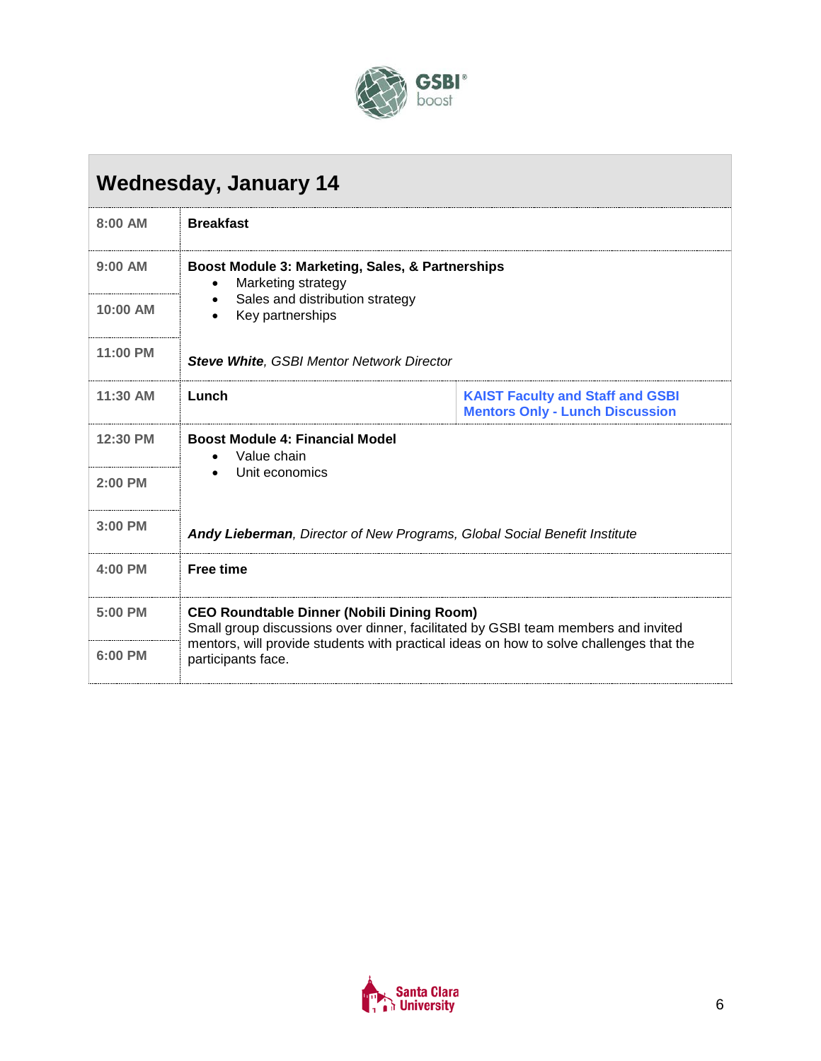## Wednesday, January 14

| Time | Event | |
|---|---|---|
| 8:00 AM | **Breakfast** | |
| 9:00 AM | **Boost Module 3: Marketing, Sales, & Partnerships**<br>• Marketing strategy<br>• Sales and distribution strategy<br>• Key partnerships<br><br>***Steve White**, GSBI Mentor Network Director* | |
| 10:00 AM | | |
| 11:00 PM | | |
| 11:30 AM | **Lunch** | **KAIST Faculty and Staff and GSBI Mentors Only - Lunch Discussion** |
| 12:30 PM | **Boost Module 4: Financial Model**<br>• Value chain<br>• Unit economics<br><br>***Andy Lieberman**, Director of New Programs, Global Social Benefit Institute* | |
| 2:00 PM | | |
| 3:00 PM | | |
| 4:00 PM | **Free time** | |
| 5:00 PM | **CEO Roundtable Dinner (Nobili Dining Room)**<br>Small group discussions over dinner, facilitated by GSBI team members and invited mentors, will provide students with practical ideas on how to solve challenges that the participants face. | |
| 6:00 PM | | |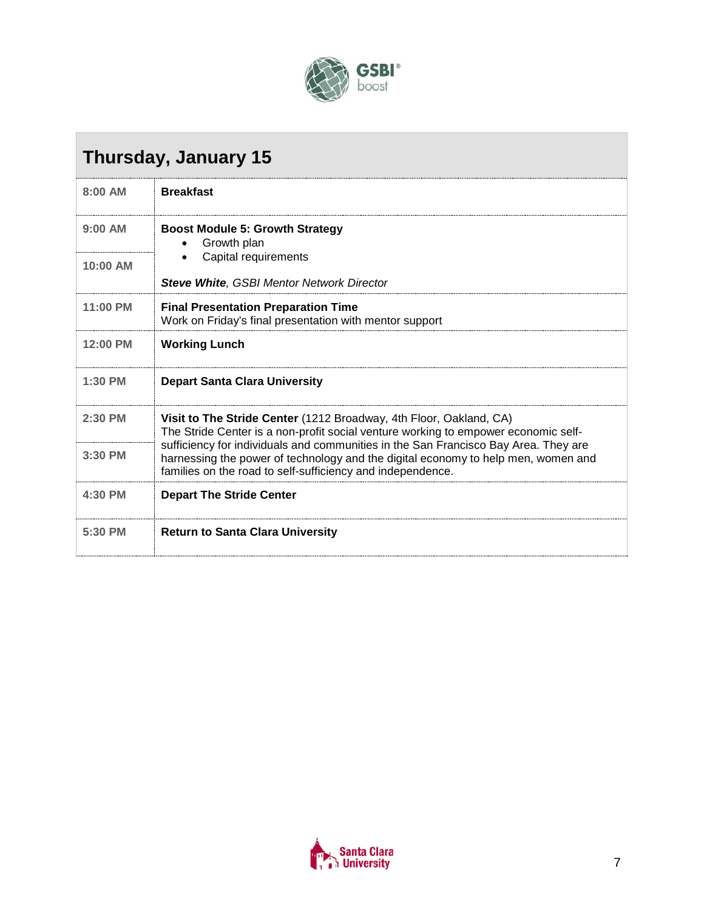## Thursday, January 15

| | |
|---|---|
| 8:00 AM | **Breakfast** |
| 9:00 AM<br>10:00 AM | **Boost Module 5: Growth Strategy**<br>• Growth plan<br>• Capital requirements<br><br>***Steve White**, GSBI Mentor Network Director* |
| 11:00 PM | **Final Presentation Preparation Time**<br>Work on Friday's final presentation with mentor support |
| 12:00 PM | **Working Lunch** |
| 1:30 PM | **Depart Santa Clara University** |
| 2:30 PM<br>3:30 PM | **Visit to The Stride Center** (1212 Broadway, 4th Floor, Oakland, CA)<br>The Stride Center is a non-profit social venture working to empower economic self-sufficiency for individuals and communities in the San Francisco Bay Area. They are harnessing the power of technology and the digital economy to help men, women and families on the road to self-sufficiency and independence. |
| 4:30 PM | **Depart The Stride Center** |
| 5:30 PM | **Return to Santa Clara University** |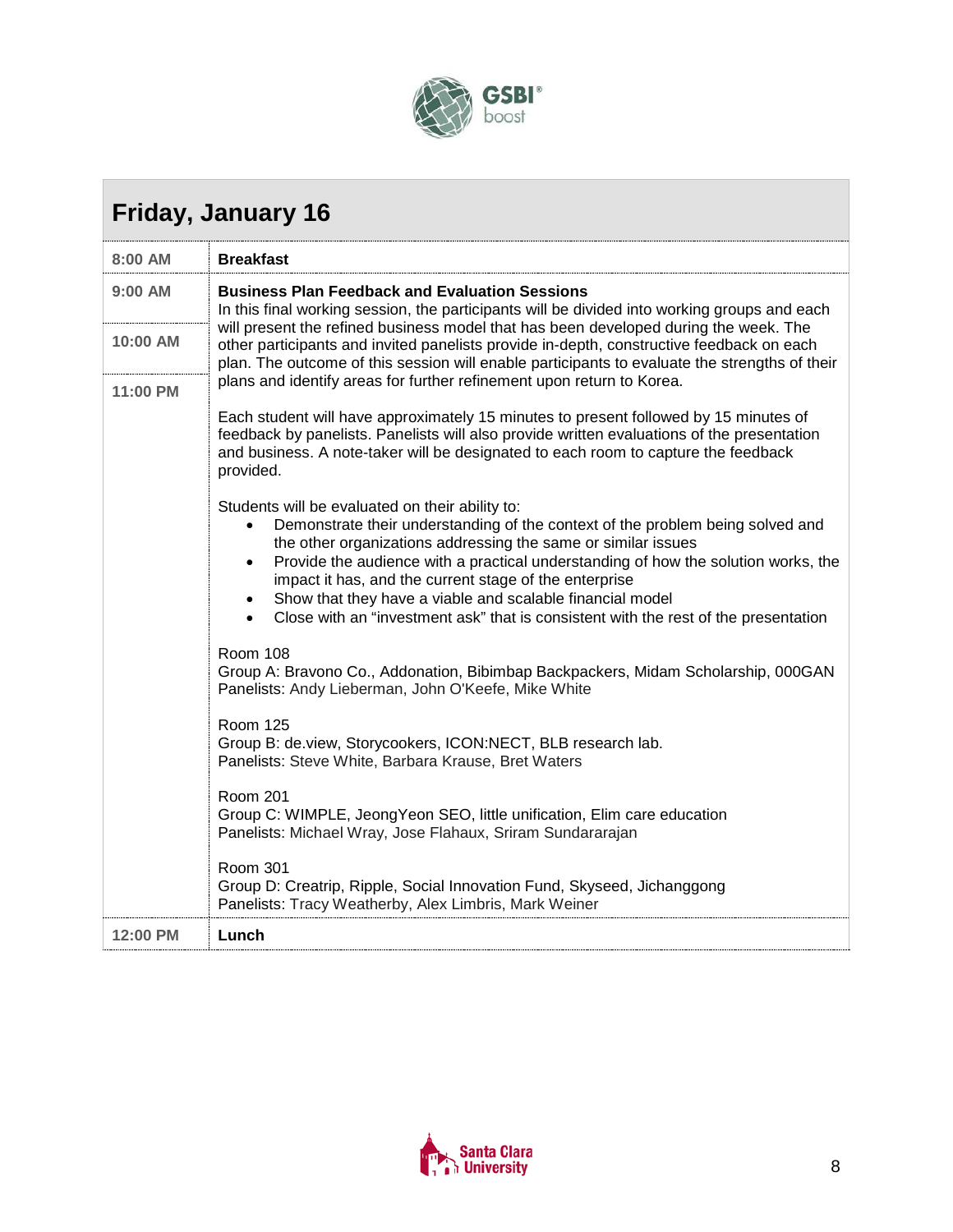## Friday, January 16

| Time | Activity |
|---|---|
| 8:00 AM | **Breakfast** |
| 9:00 AM<br>10:00 AM<br>11:00 PM | **Business Plan Feedback and Evaluation Sessions**<br>In this final working session, the participants will be divided into working groups and each will present the refined business model that has been developed during the week. The other participants and invited panelists provide in-depth, constructive feedback on each plan. The outcome of this session will enable participants to evaluate the strengths of their plans and identify areas for further refinement upon return to Korea.<br><br>Each student will have approximately 15 minutes to present followed by 15 minutes of feedback by panelists. Panelists will also provide written evaluations of the presentation and business. A note-taker will be designated to each room to capture the feedback provided.<br><br>Students will be evaluated on their ability to:<br>• Demonstrate their understanding of the context of the problem being solved and the other organizations addressing the same or similar issues<br>• Provide the audience with a practical understanding of how the solution works, the impact it has, and the current stage of the enterprise<br>• Show that they have a viable and scalable financial model<br>• Close with an "investment ask" that is consistent with the rest of the presentation<br><br>Room 108<br>Group A: Bravono Co., Addonation, Bibimbap Backpackers, Midam Scholarship, 000GAN<br>Panelists: Andy Lieberman, John O'Keefe, Mike White<br><br>Room 125<br>Group B: de.view, Storycookers, ICON:NECT, BLB research lab.<br>Panelists: Steve White, Barbara Krause, Bret Waters<br><br>Room 201<br>Group C: WIMPLE, JeongYeon SEO, little unification, Elim care education<br>Panelists: Michael Wray, Jose Flahaux, Sriram Sundararajan<br><br>Room 301<br>Group D: Creatrip, Ripple, Social Innovation Fund, Skyseed, Jichanggong<br>Panelists: Tracy Weatherby, Alex Limbris, Mark Weiner |
| 12:00 PM | **Lunch** |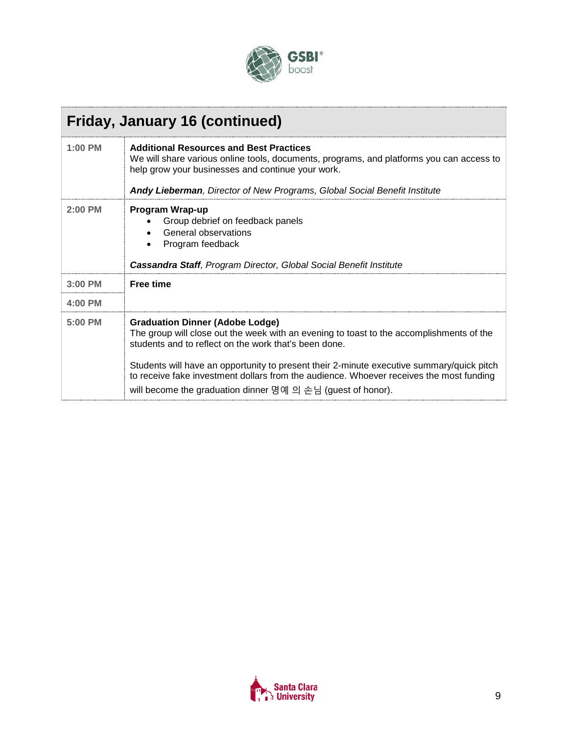## Friday, January 16 (continued)

| | |
|---|---|
| **1:00 PM** | **Additional Resources and Best Practices**<br>We will share various online tools, documents, programs, and platforms you can access to help grow your businesses and continue your work.<br><br>***Andy Lieberman**, Director of New Programs, Global Social Benefit Institute* |
| **2:00 PM** | **Program Wrap-up**<br>• Group debrief on feedback panels<br>• General observations<br>• Program feedback<br><br>***Cassandra Staff**, Program Director, Global Social Benefit Institute* |
| **3:00 PM** | **Free time** |
| **4:00 PM** | |
| **5:00 PM** | **Graduation Dinner (Adobe Lodge)**<br>The group will close out the week with an evening to toast to the accomplishments of the students and to reflect on the work that's been done.<br><br>Students will have an opportunity to present their 2-minute executive summary/quick pitch to receive fake investment dollars from the audience. Whoever receives the most funding will become the graduation dinner 명예 의 손님 (guest of honor). |